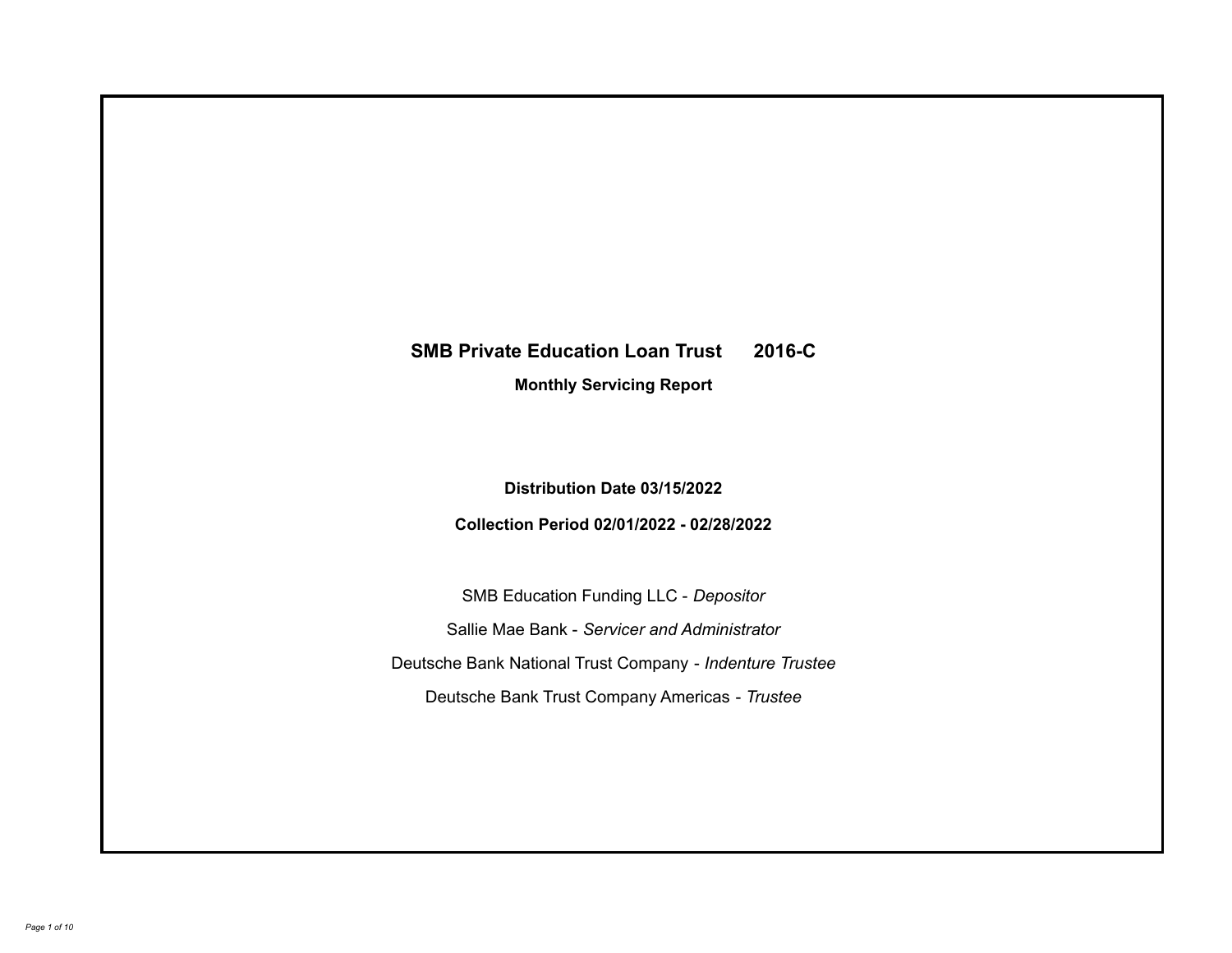# SMB Private Education Loan Trust 2016-C

## Monthly Servicing Report

**Distribution Date 03/15/2022**

**Collection Period 02/01/2022 - 02/28/2022**

SMB Education Funding LLC - *Depositor*

Sallie Mae Bank - *Servicer and Administrator*

Deutsche Bank National Trust Company - *Indenture Trustee*

Deutsche Bank Trust Company Americas - *Trustee*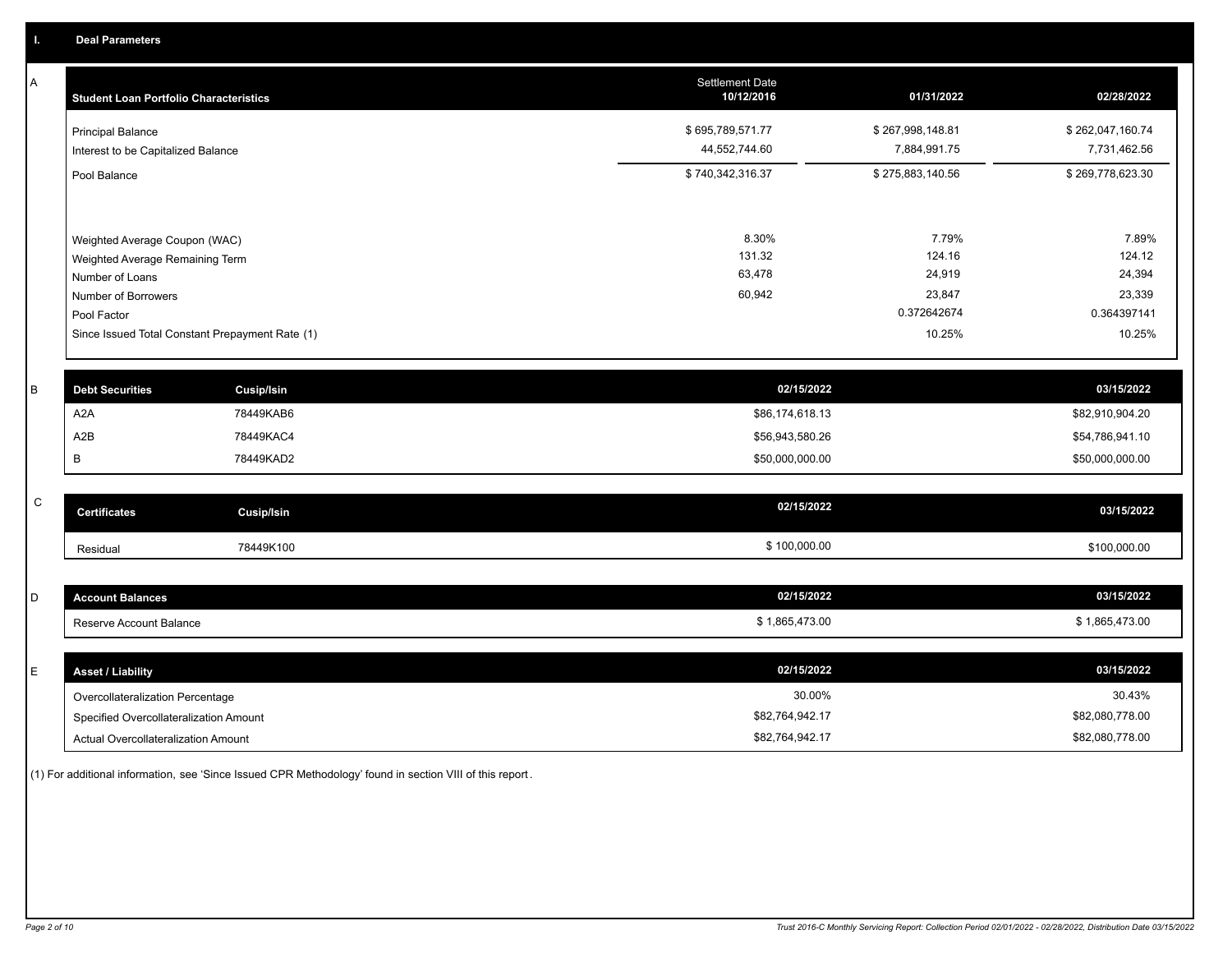## I. Deal Parameters

### A

| Student Loan Portfolio Characteristics | Settlement Date 10/12/2016 | 01/31/2022 | 02/28/2022 |
|---|---|---|---|
| Principal Balance | $ 695,789,571.77 | $ 267,998,148.81 | $ 262,047,160.74 |
| Interest to be Capitalized Balance | 44,552,744.60 | 7,884,991.75 | 7,731,462.56 |
| Pool Balance | $ 740,342,316.37 | $ 275,883,140.56 | $ 269,778,623.30 |
| Weighted Average Coupon (WAC) | 8.30% | 7.79% | 7.89% |
| Weighted Average Remaining Term | 131.32 | 124.16 | 124.12 |
| Number of Loans | 63,478 | 24,919 | 24,394 |
| Number of Borrowers | 60,942 | 23,847 | 23,339 |
| Pool Factor | | 0.372642674 | 0.364397141 |
| Since Issued Total Constant Prepayment Rate (1) | | 10.25% | 10.25% |

### B

| Debt Securities | Cusip/Isin | 02/15/2022 | 03/15/2022 |
|---|---|---|---|
| A2A | 78449KAB6 | $86,174,618.13 | $82,910,904.20 |
| A2B | 78449KAC4 | $56,943,580.26 | $54,786,941.10 |
| B | 78449KAD2 | $50,000,000.00 | $50,000,000.00 |

### C

| Certificates | Cusip/Isin | 02/15/2022 | 03/15/2022 |
|---|---|---|---|
| Residual | 78449K100 | $ 100,000.00 | $100,000.00 |

### D

| Account Balances | 02/15/2022 | 03/15/2022 |
|---|---|---|
| Reserve Account Balance | $ 1,865,473.00 | $ 1,865,473.00 |

### E

| Asset / Liability | 02/15/2022 | 03/15/2022 |
|---|---|---|
| Overcollateralization Percentage | 30.00% | 30.43% |
| Specified Overcollateralization Amount | $82,764,942.17 | $82,080,778.00 |
| Actual Overcollateralization Amount | $82,764,942.17 | $82,080,778.00 |

(1) For additional information, see 'Since Issued CPR Methodology' found in section VIII of this report.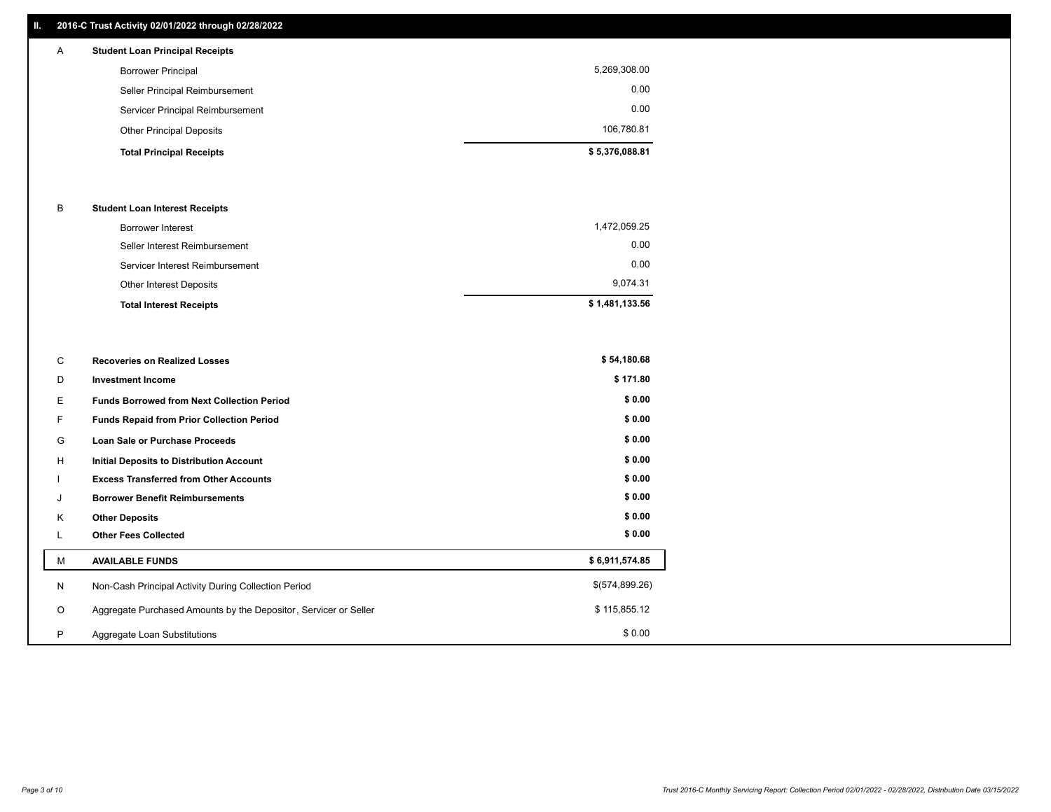## II. 2016-C Trust Activity 02/01/2022 through 02/28/2022

| | | |
|---|---|---|
| A | **Student Loan Principal Receipts** | |
| | Borrower Principal | 5,269,308.00 |
| | Seller Principal Reimbursement | 0.00 |
| | Servicer Principal Reimbursement | 0.00 |
| | Other Principal Deposits | 106,780.81 |
| | **Total Principal Receipts** | **$ 5,376,088.81** |
| B | **Student Loan Interest Receipts** | |
| | Borrower Interest | 1,472,059.25 |
| | Seller Interest Reimbursement | 0.00 |
| | Servicer Interest Reimbursement | 0.00 |
| | Other Interest Deposits | 9,074.31 |
| | **Total Interest Receipts** | **$ 1,481,133.56** |
| C | **Recoveries on Realized Losses** | **$ 54,180.68** |
| D | **Investment Income** | **$ 171.80** |
| E | **Funds Borrowed from Next Collection Period** | **$ 0.00** |
| F | **Funds Repaid from Prior Collection Period** | **$ 0.00** |
| G | **Loan Sale or Purchase Proceeds** | **$ 0.00** |
| H | **Initial Deposits to Distribution Account** | **$ 0.00** |
| I | **Excess Transferred from Other Accounts** | **$ 0.00** |
| J | **Borrower Benefit Reimbursements** | **$ 0.00** |
| K | **Other Deposits** | **$ 0.00** |
| L | **Other Fees Collected** | **$ 0.00** |
| M | **AVAILABLE FUNDS** | **$ 6,911,574.85** |
| N | Non-Cash Principal Activity During Collection Period | $(574,899.26) |
| O | Aggregate Purchased Amounts by the Depositor, Servicer or Seller | $ 115,855.12 |
| P | Aggregate Loan Substitutions | $ 0.00 |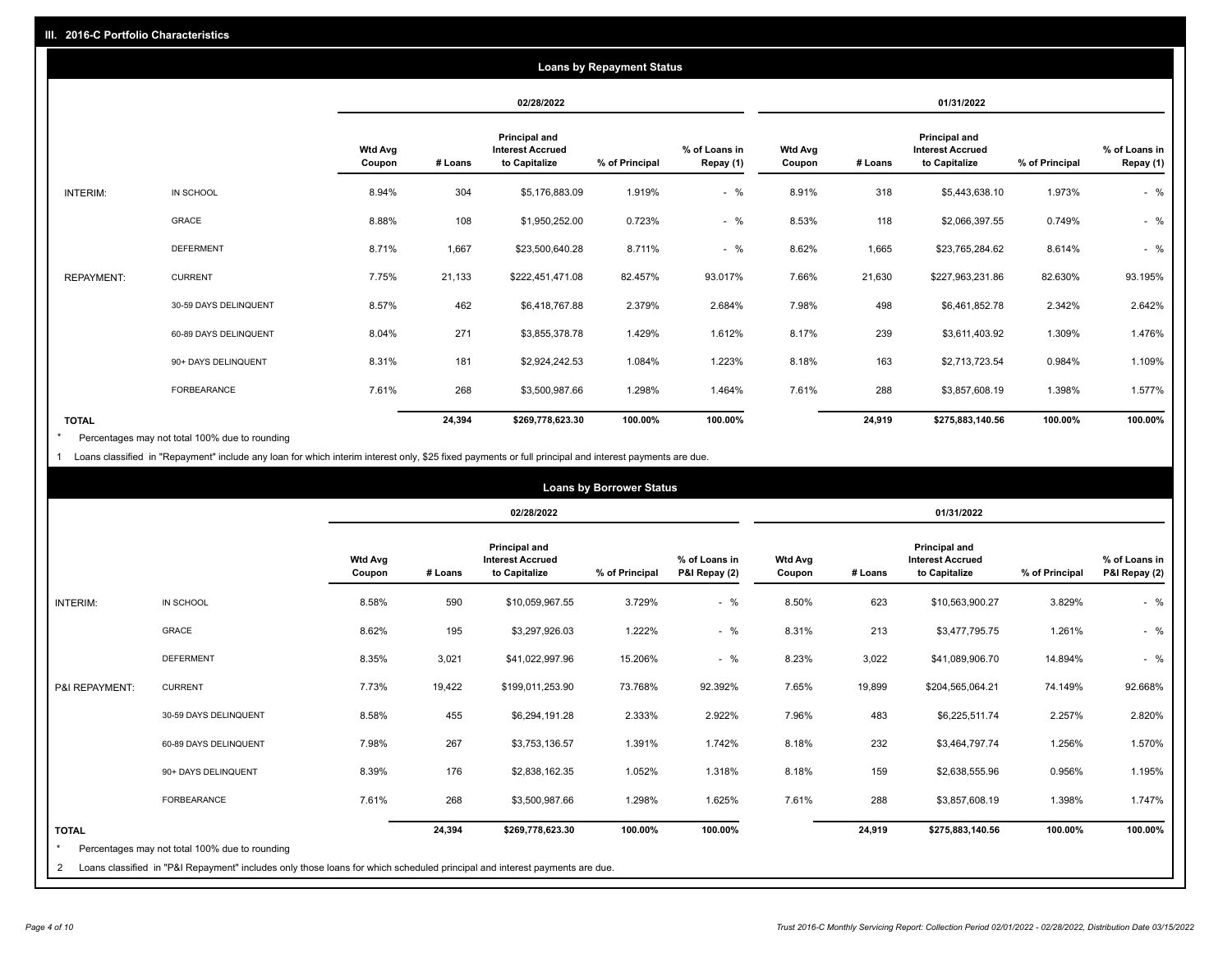## III. 2016-C Portfolio Characteristics

### Loans by Repayment Status

| | | 02/28/2022 | | | | | 01/31/2022 | | | | |
|---|---|---|---|---|---|---|---|---|---|---|---|
| | | Wtd Avg Coupon | # Loans | Principal and Interest Accrued to Capitalize | % of Principal | % of Loans in Repay (1) | Wtd Avg Coupon | # Loans | Principal and Interest Accrued to Capitalize | % of Principal | % of Loans in Repay (1) |
| INTERIM: | IN SCHOOL | 8.94% | 304 | $5,176,883.09 | 1.919% | - % | 8.91% | 318 | $5,443,638.10 | 1.973% | - % |
| | GRACE | 8.88% | 108 | $1,950,252.00 | 0.723% | - % | 8.53% | 118 | $2,066,397.55 | 0.749% | - % |
| | DEFERMENT | 8.71% | 1,667 | $23,500,640.28 | 8.711% | - % | 8.62% | 1,665 | $23,765,284.62 | 8.614% | - % |
| REPAYMENT: | CURRENT | 7.75% | 21,133 | $222,451,471.08 | 82.457% | 93.017% | 7.66% | 21,630 | $227,963,231.86 | 82.630% | 93.195% |
| | 30-59 DAYS DELINQUENT | 8.57% | 462 | $6,418,767.88 | 2.379% | 2.684% | 7.98% | 498 | $6,461,852.78 | 2.342% | 2.642% |
| | 60-89 DAYS DELINQUENT | 8.04% | 271 | $3,855,378.78 | 1.429% | 1.612% | 8.17% | 239 | $3,611,403.92 | 1.309% | 1.476% |
| | 90+ DAYS DELINQUENT | 8.31% | 181 | $2,924,242.53 | 1.084% | 1.223% | 8.18% | 163 | $2,713,723.54 | 0.984% | 1.109% |
| | FORBEARANCE | 7.61% | 268 | $3,500,987.66 | 1.298% | 1.464% | 7.61% | 288 | $3,857,608.19 | 1.398% | 1.577% |
| **TOTAL** | | | **24,394** | **$269,778,623.30** | **100.00%** | **100.00%** | | **24,919** | **$275,883,140.56** | **100.00%** | **100.00%** |

\* Percentages may not total 100% due to rounding

1 Loans classified in "Repayment" include any loan for which interim interest only, $25 fixed payments or full principal and interest payments are due.

### Loans by Borrower Status

| | | 02/28/2022 | | | | | 01/31/2022 | | | | |
|---|---|---|---|---|---|---|---|---|---|---|---|
| | | Wtd Avg Coupon | # Loans | Principal and Interest Accrued to Capitalize | % of Principal | % of Loans in P&I Repay (2) | Wtd Avg Coupon | # Loans | Principal and Interest Accrued to Capitalize | % of Principal | % of Loans in P&I Repay (2) |
| INTERIM: | IN SCHOOL | 8.58% | 590 | $10,059,967.55 | 3.729% | - % | 8.50% | 623 | $10,563,900.27 | 3.829% | - % |
| | GRACE | 8.62% | 195 | $3,297,926.03 | 1.222% | - % | 8.31% | 213 | $3,477,795.75 | 1.261% | - % |
| | DEFERMENT | 8.35% | 3,021 | $41,022,997.96 | 15.206% | - % | 8.23% | 3,022 | $41,089,906.70 | 14.894% | - % |
| P&I REPAYMENT: | CURRENT | 7.73% | 19,422 | $199,011,253.90 | 73.768% | 92.392% | 7.65% | 19,899 | $204,565,064.21 | 74.149% | 92.668% |
| | 30-59 DAYS DELINQUENT | 8.58% | 455 | $6,294,191.28 | 2.333% | 2.922% | 7.96% | 483 | $6,225,511.74 | 2.257% | 2.820% |
| | 60-89 DAYS DELINQUENT | 7.98% | 267 | $3,753,136.57 | 1.391% | 1.742% | 8.18% | 232 | $3,464,797.74 | 1.256% | 1.570% |
| | 90+ DAYS DELINQUENT | 8.39% | 176 | $2,838,162.35 | 1.052% | 1.318% | 8.18% | 159 | $2,638,555.96 | 0.956% | 1.195% |
| | FORBEARANCE | 7.61% | 268 | $3,500,987.66 | 1.298% | 1.625% | 7.61% | 288 | $3,857,608.19 | 1.398% | 1.747% |
| **TOTAL** | | | **24,394** | **$269,778,623.30** | **100.00%** | **100.00%** | | **24,919** | **$275,883,140.56** | **100.00%** | **100.00%** |

\* Percentages may not total 100% due to rounding

2 Loans classified in "P&I Repayment" includes only those loans for which scheduled principal and interest payments are due.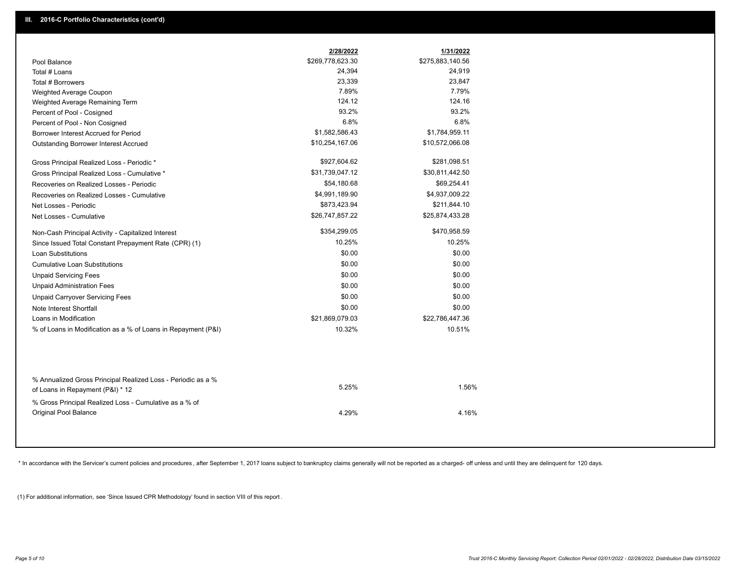## III. 2016-C Portfolio Characteristics (cont'd)

| | 2/28/2022 | 1/31/2022 |
|---|---|---|
| Pool Balance | $269,778,623.30 | $275,883,140.56 |
| Total # Loans | 24,394 | 24,919 |
| Total # Borrowers | 23,339 | 23,847 |
| Weighted Average Coupon | 7.89% | 7.79% |
| Weighted Average Remaining Term | 124.12 | 124.16 |
| Percent of Pool - Cosigned | 93.2% | 93.2% |
| Percent of Pool - Non Cosigned | 6.8% | 6.8% |
| Borrower Interest Accrued for Period | $1,582,586.43 | $1,784,959.11 |
| Outstanding Borrower Interest Accrued | $10,254,167.06 | $10,572,066.08 |
| Gross Principal Realized Loss - Periodic * | $927,604.62 | $281,098.51 |
| Gross Principal Realized Loss - Cumulative * | $31,739,047.12 | $30,811,442.50 |
| Recoveries on Realized Losses - Periodic | $54,180.68 | $69,254.41 |
| Recoveries on Realized Losses - Cumulative | $4,991,189.90 | $4,937,009.22 |
| Net Losses - Periodic | $873,423.94 | $211,844.10 |
| Net Losses - Cumulative | $26,747,857.22 | $25,874,433.28 |
| Non-Cash Principal Activity - Capitalized Interest | $354,299.05 | $470,958.59 |
| Since Issued Total Constant Prepayment Rate (CPR) (1) | 10.25% | 10.25% |
| Loan Substitutions | $0.00 | $0.00 |
| Cumulative Loan Substitutions | $0.00 | $0.00 |
| Unpaid Servicing Fees | $0.00 | $0.00 |
| Unpaid Administration Fees | $0.00 | $0.00 |
| Unpaid Carryover Servicing Fees | $0.00 | $0.00 |
| Note Interest Shortfall | $0.00 | $0.00 |
| Loans in Modification | $21,869,079.03 | $22,786,447.36 |
| % of Loans in Modification as a % of Loans in Repayment (P&I) | 10.32% | 10.51% |
| % Annualized Gross Principal Realized Loss - Periodic as a % of Loans in Repayment (P&I) * 12 | 5.25% | 1.56% |
| % Gross Principal Realized Loss - Cumulative as a % of Original Pool Balance | 4.29% | 4.16% |

* In accordance with the Servicer's current policies and procedures , after September 1, 2017 loans subject to bankruptcy claims generally will not be reported as a charged- off unless and until they are delinquent for 120 days.

(1) For additional information, see 'Since Issued CPR Methodology' found in section VIII of this report .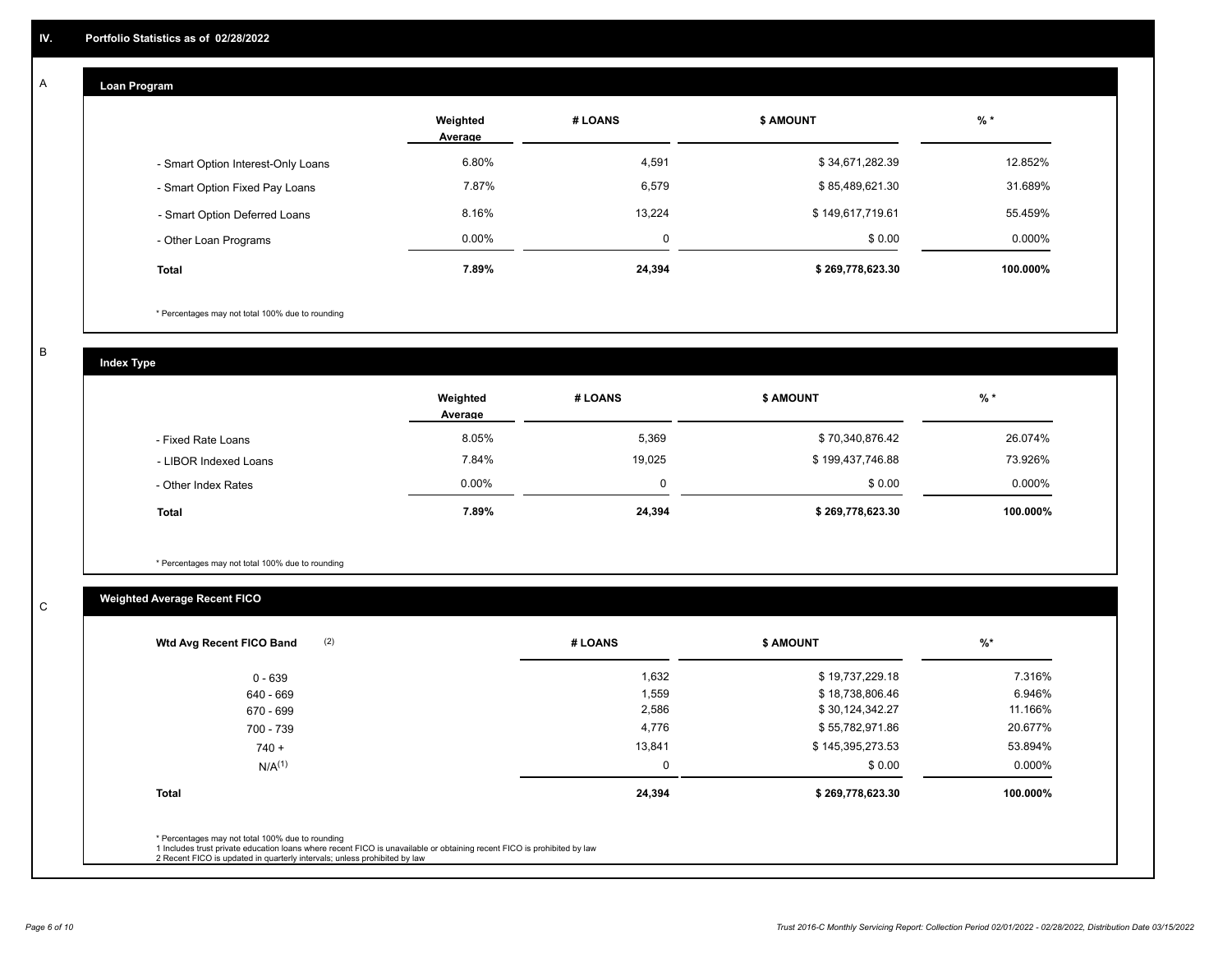## IV. Portfolio Statistics as of 02/28/2022

### A Loan Program

| | Weighted Average | # LOANS | $ AMOUNT | % * |
|---|---|---|---|---|
| - Smart Option Interest-Only Loans | 6.80% | 4,591 | $ 34,671,282.39 | 12.852% |
| - Smart Option Fixed Pay Loans | 7.87% | 6,579 | $ 85,489,621.30 | 31.689% |
| - Smart Option Deferred Loans | 8.16% | 13,224 | $ 149,617,719.61 | 55.459% |
| - Other Loan Programs | 0.00% | 0 | $ 0.00 | 0.000% |
| **Total** | **7.89%** | **24,394** | **$ 269,778,623.30** | **100.000%** |

\* Percentages may not total 100% due to rounding

### B Index Type

| | Weighted Average | # LOANS | $ AMOUNT | % * |
|---|---|---|---|---|
| - Fixed Rate Loans | 8.05% | 5,369 | $ 70,340,876.42 | 26.074% |
| - LIBOR Indexed Loans | 7.84% | 19,025 | $ 199,437,746.88 | 73.926% |
| - Other Index Rates | 0.00% | 0 | $ 0.00 | 0.000% |
| **Total** | **7.89%** | **24,394** | **$ 269,778,623.30** | **100.000%** |

\* Percentages may not total 100% due to rounding

### C Weighted Average Recent FICO

| Wtd Avg Recent FICO Band (2) | # LOANS | $ AMOUNT | %* |
|---|---|---|---|
| 0 - 639 | 1,632 | $ 19,737,229.18 | 7.316% |
| 640 - 669 | 1,559 | $ 18,738,806.46 | 6.946% |
| 670 - 699 | 2,586 | $ 30,124,342.27 | 11.166% |
| 700 - 739 | 4,776 | $ 55,782,971.86 | 20.677% |
| 740 + | 13,841 | $ 145,395,273.53 | 53.894% |
| N/A(1) | 0 | $ 0.00 | 0.000% |
| **Total** | **24,394** | **$ 269,778,623.30** | **100.000%** |

\* Percentages may not total 100% due to rounding
1 Includes trust private education loans where recent FICO is unavailable or obtaining recent FICO is prohibited by law
2 Recent FICO is updated in quarterly intervals; unless prohibited by law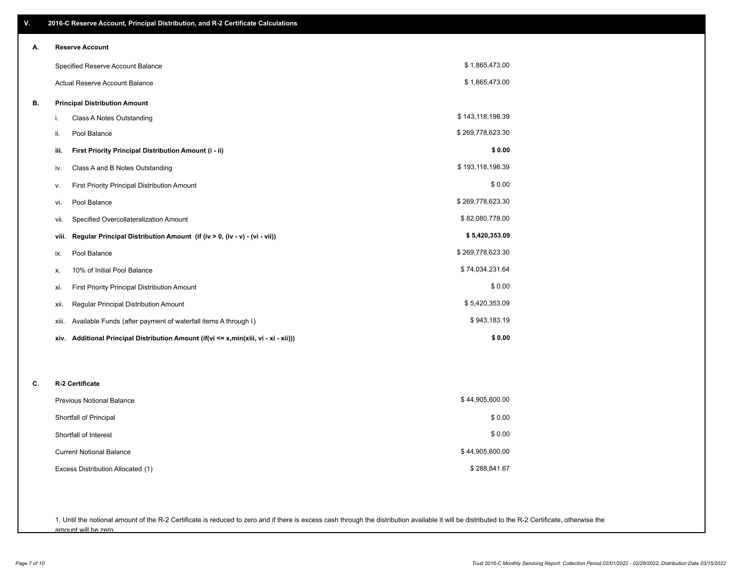## V. 2016-C Reserve Account, Principal Distribution, and R-2 Certificate Calculations

### A. Reserve Account

| | |
|---|---|
| Specified Reserve Account Balance | $ 1,865,473.00 |
| Actual Reserve Account Balance | $ 1,865,473.00 |

### B. Principal Distribution Amount

| | | |
|---|---|---|
| i. | Class A Notes Outstanding | $ 143,118,198.39 |
| ii. | Pool Balance | $ 269,778,623.30 |
| **iii.** | **First Priority Principal Distribution Amount (i - ii)** | **$ 0.00** |
| iv. | Class A and B Notes Outstanding | $ 193,118,198.39 |
| v. | First Priority Principal Distribution Amount | $ 0.00 |
| vi. | Pool Balance | $ 269,778,623.30 |
| vii. | Specified Overcollateralization Amount | $ 82,080,778.00 |
| **viii.** | **Regular Principal Distribution Amount (if (iv > 0, (iv - v) - (vi - vii))** | **$ 5,420,353.09** |
| ix. | Pool Balance | $ 269,778,623.30 |
| x. | 10% of Initial Pool Balance | $ 74,034,231.64 |
| xi. | First Priority Principal Distribution Amount | $ 0.00 |
| xii. | Regular Principal Distribution Amount | $ 5,420,353.09 |
| xiii. | Available Funds (after payment of waterfall items A through I) | $ 943,183.19 |
| **xiv.** | **Additional Principal Distribution Amount (if(vi <= x,min(xiii, vi - xi - xii)))** | **$ 0.00** |

### C. R-2 Certificate

| | |
|---|---|
| Previous Notional Balance | $ 44,905,600.00 |
| Shortfall of Principal | $ 0.00 |
| Shortfall of Interest | $ 0.00 |
| Current Notional Balance | $ 44,905,600.00 |
| Excess Distribution Allocated (1) | $ 288,841.67 |

1. Until the notional amount of the R-2 Certificate is reduced to zero and if there is excess cash through the distribution available it will be distributed to the R-2 Certificate, otherwise the amount will be zero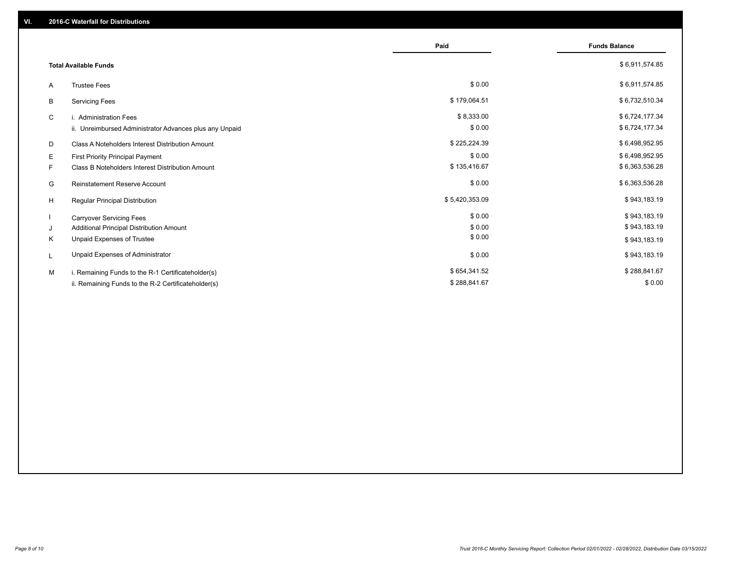## VI. 2016-C Waterfall for Distributions

| | | Paid | Funds Balance |
|---|---|---|---|
| | **Total Available Funds** | | $ 6,911,574.85 |
| A | Trustee Fees | $ 0.00 | $ 6,911,574.85 |
| B | Servicing Fees | $ 179,064.51 | $ 6,732,510.34 |
| C | i. Administration Fees | $ 8,333.00 | $ 6,724,177.34 |
| | ii. Unreimbursed Administrator Advances plus any Unpaid | $ 0.00 | $ 6,724,177.34 |
| D | Class A Noteholders Interest Distribution Amount | $ 225,224.39 | $ 6,498,952.95 |
| E | First Priority Principal Payment | $ 0.00 | $ 6,498,952.95 |
| F | Class B Noteholders Interest Distribution Amount | $ 135,416.67 | $ 6,363,536.28 |
| G | Reinstatement Reserve Account | $ 0.00 | $ 6,363,536.28 |
| H | Regular Principal Distribution | $ 5,420,353.09 | $ 943,183.19 |
| I | Carryover Servicing Fees | $ 0.00 | $ 943,183.19 |
| J | Additional Principal Distribution Amount | $ 0.00 | $ 943,183.19 |
| K | Unpaid Expenses of Trustee | $ 0.00 | $ 943,183.19 |
| L | Unpaid Expenses of Administrator | $ 0.00 | $ 943,183.19 |
| M | i. Remaining Funds to the R-1 Certificateholder(s) | $ 654,341.52 | $ 288,841.67 |
| | ii. Remaining Funds to the R-2 Certificateholder(s) | $ 288,841.67 | $ 0.00 |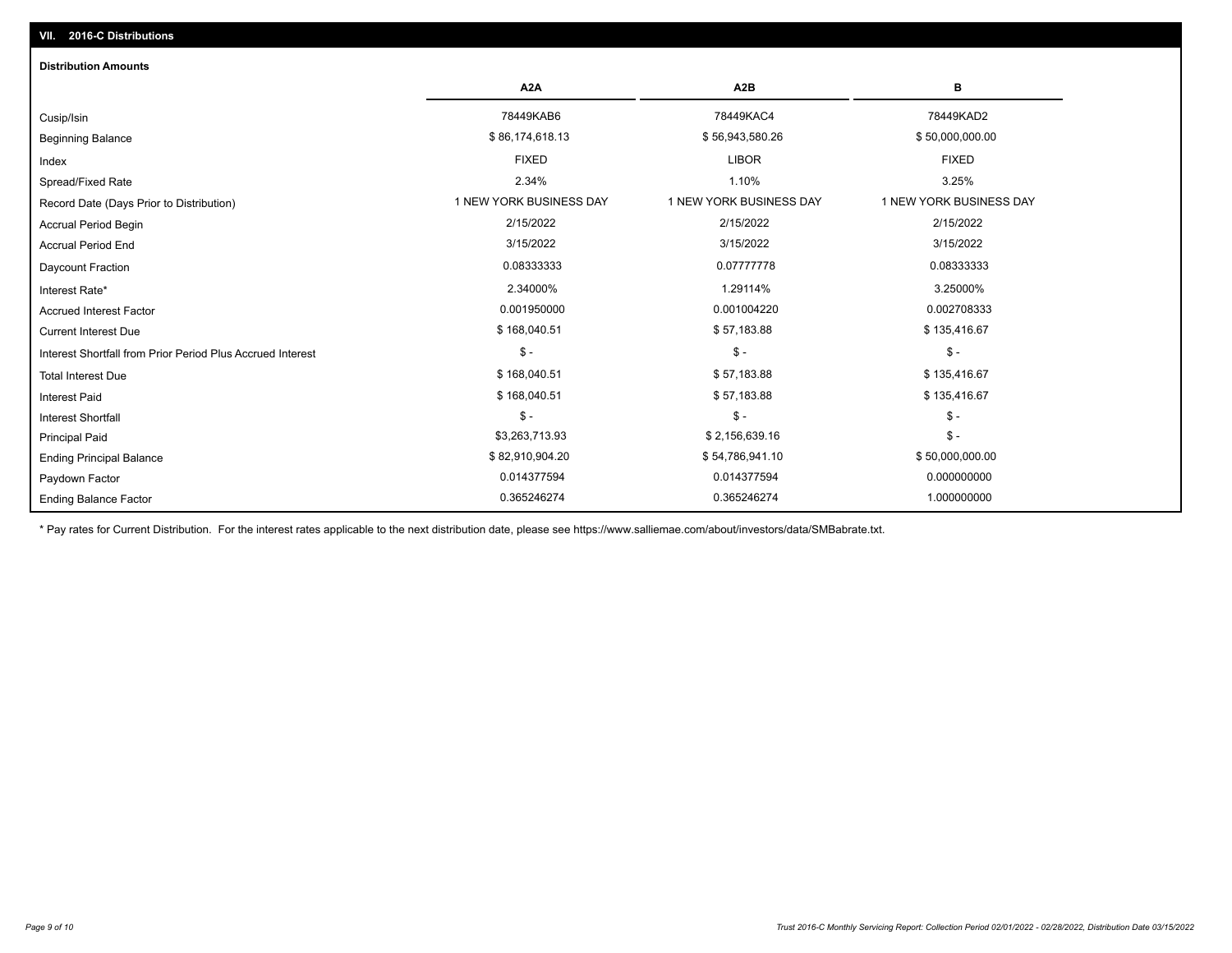## VII. 2016-C Distributions

### Distribution Amounts

| | A2A | A2B | B |
|---|---|---|---|
| Cusip/Isin | 78449KAB6 | 78449KAC4 | 78449KAD2 |
| Beginning Balance | $ 86,174,618.13 | $ 56,943,580.26 | $ 50,000,000.00 |
| Index | FIXED | LIBOR | FIXED |
| Spread/Fixed Rate | 2.34% | 1.10% | 3.25% |
| Record Date (Days Prior to Distribution) | 1 NEW YORK BUSINESS DAY | 1 NEW YORK BUSINESS DAY | 1 NEW YORK BUSINESS DAY |
| Accrual Period Begin | 2/15/2022 | 2/15/2022 | 2/15/2022 |
| Accrual Period End | 3/15/2022 | 3/15/2022 | 3/15/2022 |
| Daycount Fraction | 0.08333333 | 0.07777778 | 0.08333333 |
| Interest Rate* | 2.34000% | 1.29114% | 3.25000% |
| Accrued Interest Factor | 0.001950000 | 0.001004220 | 0.002708333 |
| Current Interest Due | $ 168,040.51 | $ 57,183.88 | $ 135,416.67 |
| Interest Shortfall from Prior Period Plus Accrued Interest | $ - | $ - | $ - |
| Total Interest Due | $ 168,040.51 | $ 57,183.88 | $ 135,416.67 |
| Interest Paid | $ 168,040.51 | $ 57,183.88 | $ 135,416.67 |
| Interest Shortfall | $ - | $ - | $ - |
| Principal Paid | $3,263,713.93 | $ 2,156,639.16 | $ - |
| Ending Principal Balance | $ 82,910,904.20 | $ 54,786,941.10 | $ 50,000,000.00 |
| Paydown Factor | 0.014377594 | 0.014377594 | 0.000000000 |
| Ending Balance Factor | 0.365246274 | 0.365246274 | 1.000000000 |

* Pay rates for Current Distribution. For the interest rates applicable to the next distribution date, please see https://www.salliemae.com/about/investors/data/SMBabrate.txt.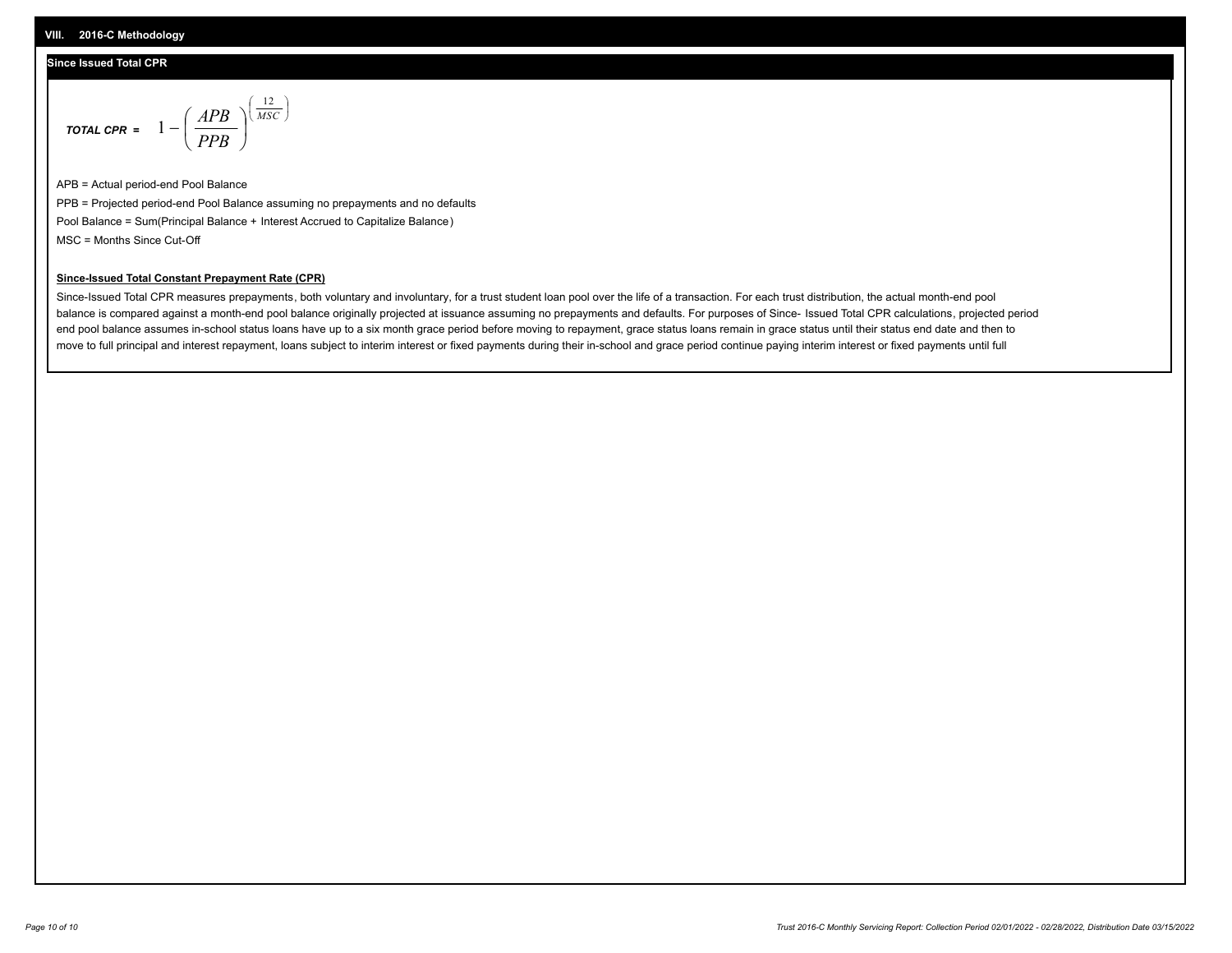## VIII. 2016-C Methodology

### Since Issued Total CPR

$$\textbf{TOTAL CPR} = 1 - \left(\frac{APB}{PPB}\right)^{\left(\frac{12}{MSC}\right)}$$

APB = Actual period-end Pool Balance

PPB = Projected period-end Pool Balance assuming no prepayments and no defaults

Pool Balance = Sum(Principal Balance + Interest Accrued to Capitalize Balance)

MSC = Months Since Cut-Off

**Since-Issued Total Constant Prepayment Rate (CPR)**

Since-Issued Total CPR measures prepayments, both voluntary and involuntary, for a trust student loan pool over the life of a transaction. For each trust distribution, the actual month-end pool balance is compared against a month-end pool balance originally projected at issuance assuming no prepayments and defaults. For purposes of Since- Issued Total CPR calculations, projected period end pool balance assumes in-school status loans have up to a six month grace period before moving to repayment, grace status loans remain in grace status until their status end date and then to move to full principal and interest repayment, loans subject to interim interest or fixed payments during their in-school and grace period continue paying interim interest or fixed payments until full